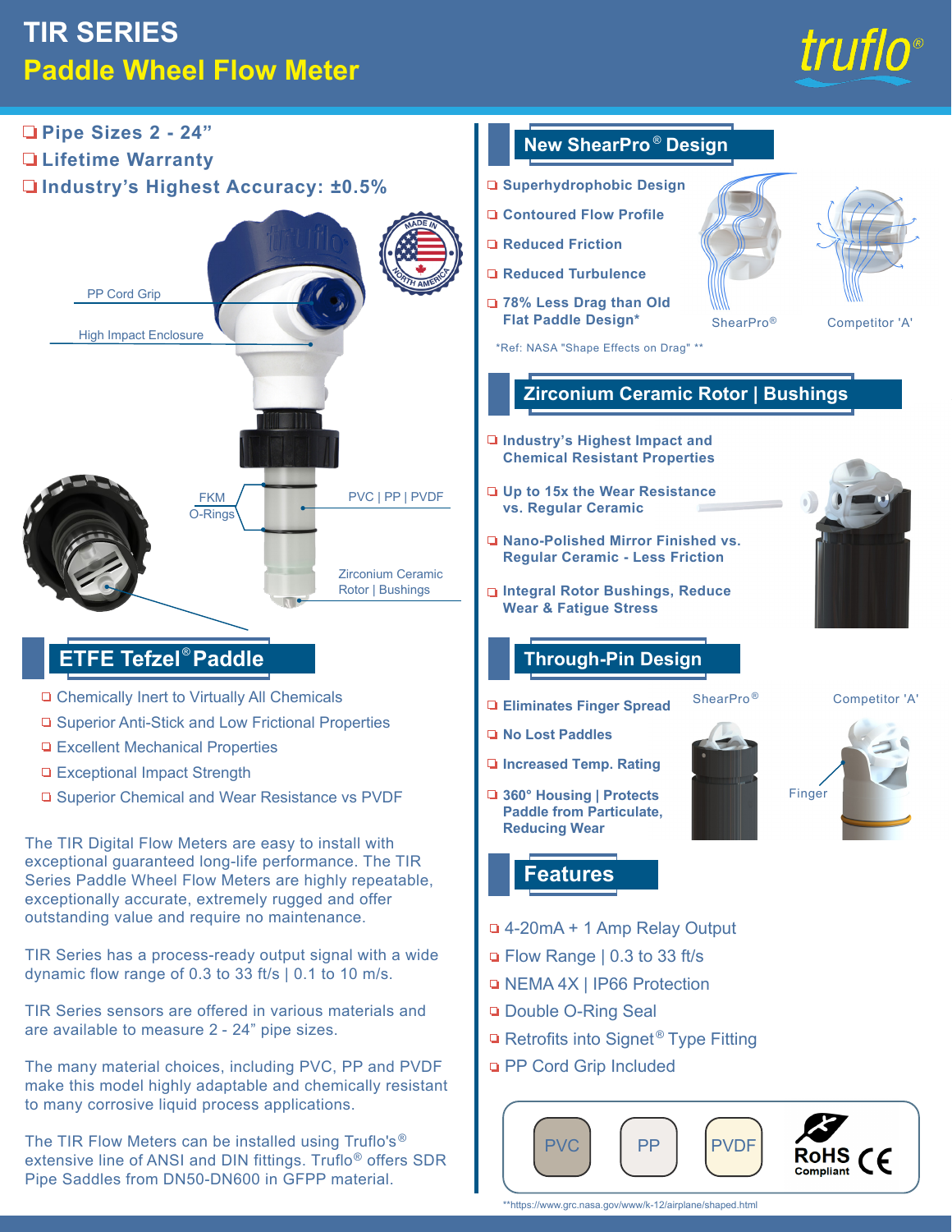# TIR SERIES

## Paddle Wheel Flow Meter

truflo®

- Pipe Sizes 2 - 24"
- Lifetime Warranty
- Industry's Highest Accuracy: ±0.5%

PP Cord Grip

High Impact Enclosure

FKM O-Rings

PVC | PP | PVDF

Zirconium Ceramic Rotor | Bushings

## ETFE Tefzel® Paddle

- Chemically Inert to Virtually All Chemicals
- Superior Anti-Stick and Low Frictional Properties
- Excellent Mechanical Properties
- Exceptional Impact Strength
- Superior Chemical and Wear Resistance vs PVDF

The TIR Digital Flow Meters are easy to install with exceptional guaranteed long-life performance. The TIR Series Paddle Wheel Flow Meters are highly repeatable, exceptionally accurate, extremely rugged and offer outstanding value and require no maintenance.

TIR Series has a process-ready output signal with a wide dynamic flow range of 0.3 to 33 ft/s | 0.1 to 10 m/s.

TIR Series sensors are offered in various materials and are available to measure 2 - 24" pipe sizes.

The many material choices, including PVC, PP and PVDF make this model highly adaptable and chemically resistant to many corrosive liquid process applications.

The TIR Flow Meters can be installed using Truflo's® extensive line of ANSI and DIN fittings. Truflo® offers SDR Pipe Saddles from DN50-DN600 in GFPP material.

## New ShearPro® Design

- Superhydrophobic Design
- Contoured Flow Profile
- Reduced Friction
- Reduced Turbulence
- 78% Less Drag than Old Flat Paddle Design*

ShearPro® | Competitor 'A'

*Ref: NASA "Shape Effects on Drag" **

## Zirconium Ceramic Rotor | Bushings

- Industry's Highest Impact and Chemical Resistant Properties
- Up to 15x the Wear Resistance vs. Regular Ceramic
- Nano-Polished Mirror Finished vs. Regular Ceramic - Less Friction
- Integral Rotor Bushings, Reduce Wear & Fatigue Stress

## Through-Pin Design

- Eliminates Finger Spread
- No Lost Paddles
- Increased Temp. Rating
- 360° Housing | Protects Paddle from Particulate, Reducing Wear

ShearPro® | Competitor 'A'

Finger

## Features

- 4-20mA + 1 Amp Relay Output
- Flow Range | 0.3 to 33 ft/s
- NEMA 4X | IP66 Protection
- Double O-Ring Seal
- Retrofits into Signet® Type Fitting
- PP Cord Grip Included

PVC | PP | PVDF | RoHS Compliant | CE

**https://www.grc.nasa.gov/www/k-12/airplane/shaped.html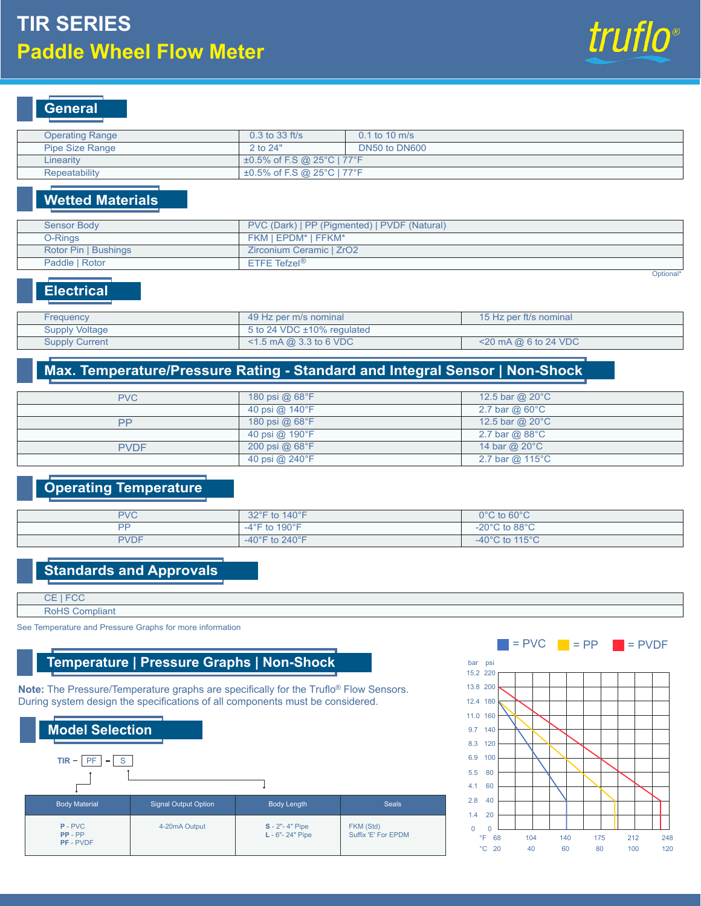# TIR SERIES
## Paddle Wheel Flow Meter

truflo®

## General

| | | |
|---|---|---|
| Operating Range | 0.3 to 33 ft/s | 0.1 to 10 m/s |
| Pipe Size Range | 2 to 24" | DN50 to DN600 |
| Linearity | ±0.5% of F.S @ 25°C \| 77°F | |
| Repeatability | ±0.5% of F.S @ 25°C \| 77°F | |

## Wetted Materials

| | |
|---|---|
| Sensor Body | PVC (Dark) \| PP (Pigmented) \| PVDF (Natural) |
| O-Rings | FKM \| EPDM* \| FFKM* |
| Rotor Pin \| Bushings | Zirconium Ceramic \| $ZrO_2$ |
| Paddle \| Rotor | ETFE Tefzel® |

Optional*

## Electrical

| | | |
|---|---|---|
| Frequency | 49 Hz per m/s nominal | 15 Hz per ft/s nominal |
| Supply Voltage | 5 to 24 VDC ±10% regulated | |
| Supply Current | <1.5 mA @ 3.3 to 6 VDC | <20 mA @ 6 to 24 VDC |

## Max. Temperature/Pressure Rating - Standard and Integral Sensor | Non-Shock

| | | |
|---|---|---|
| PVC | 180 psi @ 68°F | 12.5 bar @ 20°C |
| | 40 psi @ 140°F | 2.7 bar @ 60°C |
| PP | 180 psi @ 68°F | 12.5 bar @ 20°C |
| | 40 psi @ 190°F | 2.7 bar @ 88°C |
| PVDF | 200 psi @ 68°F | 14 bar @ 20°C |
| | 40 psi @ 240°F | 2.7 bar @ 115°C |

## Operating Temperature

| | | |
|---|---|---|
| PVC | 32°F to 140°F | 0°C to 60°C |
| PP | -4°F to 190°F | -20°C to 88°C |
| PVDF | -40°F to 240°F | -40°C to 115°C |

## Standards and Approvals

| |
|---|
| CE \| FCC |
| RoHS Compliant |

See Temperature and Pressure Graphs for more information

## Temperature | Pressure Graphs | Non-Shock

**Note:** The Pressure/Temperature graphs are specifically for the Truflo® Flow Sensors. During system design the specifications of all components must be considered.

= PVC = PP = PVDF

bar psi
15.2 220
13.8 200
12.4 180
11.0 160
9.7 140
8.3 120
6.9 100
5.5 80
4.1 60
2.8 40
1.4 20
0 0
°F 68 104 140 175 212 248
°C 20 40 60 80 100 120

## Model Selection

TIR – PF – S

| Body Material | Signal Output Option | Body Length | Seals |
|---|---|---|---|
| **P** - PVC<br>**PP** - PP<br>**PF** - PVDF | 4-20mA Output | **S** - 2"- 4" Pipe<br>**L** - 6"- 24" Pipe | FKM (Std)<br>Suffix 'E' For EPDM |